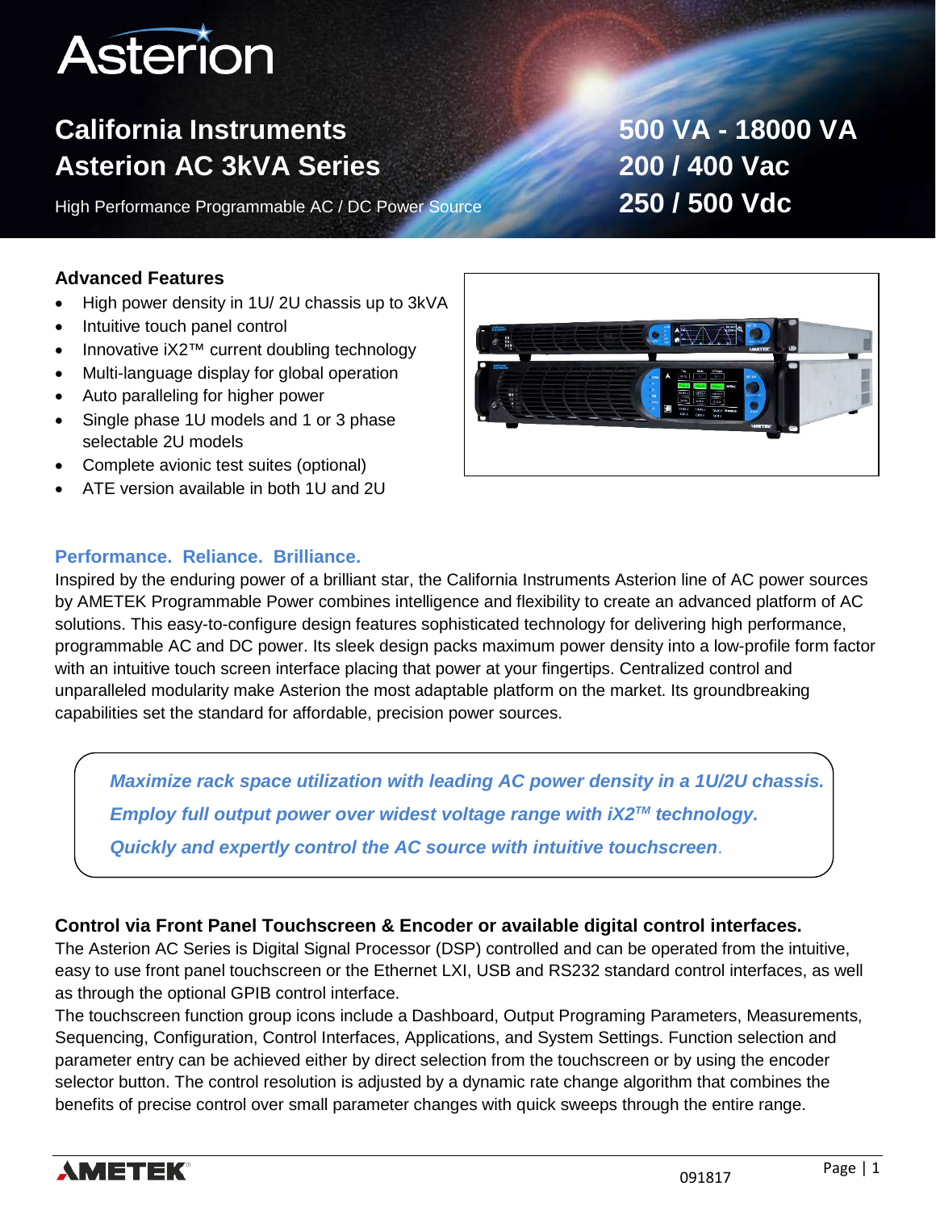# Asterion

## California Instruments Asterion AC 3kVA Series

High Performance Programmable AC / DC Power Source

**500 VA - 18000 VA**
**200 / 400 Vac**
**250 / 500 Vdc**

### Advanced Features

- High power density in 1U/ 2U chassis up to 3kVA
- Intuitive touch panel control
- Innovative iX2™ current doubling technology
- Multi-language display for global operation
- Auto paralleling for higher power
- Single phase 1U models and 1 or 3 phase selectable 2U models
- Complete avionic test suites (optional)
- ATE version available in both 1U and 2U

### Performance. Reliance. Brilliance.

Inspired by the enduring power of a brilliant star, the California Instruments Asterion line of AC power sources by AMETEK Programmable Power combines intelligence and flexibility to create an advanced platform of AC solutions. This easy-to-configure design features sophisticated technology for delivering high performance, programmable AC and DC power. Its sleek design packs maximum power density into a low-profile form factor with an intuitive touch screen interface placing that power at your fingertips. Centralized control and unparalleled modularity make Asterion the most adaptable platform on the market. Its groundbreaking capabilities set the standard for affordable, precision power sources.

***Maximize rack space utilization with leading AC power density in a 1U/2U chassis.***

***Employ full output power over widest voltage range with iX2™ technology.***

***Quickly and expertly control the AC source with intuitive touchscreen.***

### Control via Front Panel Touchscreen & Encoder or available digital control interfaces.

The Asterion AC Series is Digital Signal Processor (DSP) controlled and can be operated from the intuitive, easy to use front panel touchscreen or the Ethernet LXI, USB and RS232 standard control interfaces, as well as through the optional GPIB control interface.

The touchscreen function group icons include a Dashboard, Output Programing Parameters, Measurements, Sequencing, Configuration, Control Interfaces, Applications, and System Settings. Function selection and parameter entry can be achieved either by direct selection from the touchscreen or by using the encoder selector button. The control resolution is adjusted by a dynamic rate change algorithm that combines the benefits of precise control over small parameter changes with quick sweeps through the entire range.

AMETEK

091817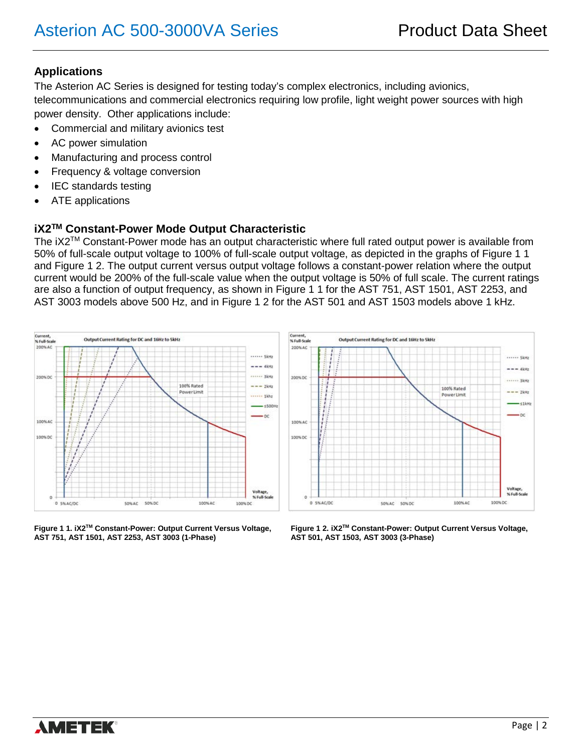## Applications

The Asterion AC Series is designed for testing today's complex electronics, including avionics, telecommunications and commercial electronics requiring low profile, light weight power sources with high power density. Other applications include:

- Commercial and military avionics test
- AC power simulation
- Manufacturing and process control
- Frequency & voltage conversion
- IEC standards testing
- ATE applications

## iX2™ Constant-Power Mode Output Characteristic

The iX2™ Constant-Power mode has an output characteristic where full rated output power is available from 50% of full-scale output voltage to 100% of full-scale output voltage, as depicted in the graphs of Figure 1 1 and Figure 1 2. The output current versus output voltage follows a constant-power relation where the output current would be 200% of the full-scale value when the output voltage is 50% of full scale. The current ratings are also a function of output frequency, as shown in Figure 1 1 for the AST 751, AST 1501, AST 2253, and AST 3003 models above 500 Hz, and in Figure 1 2 for the AST 501 and AST 1503 models above 1 kHz.

**Figure 1 1. iX2™ Constant-Power: Output Current Versus Voltage, AST 751, AST 1501, AST 2253, AST 3003 (1-Phase)**

**Figure 1 2. iX2™ Constant-Power: Output Current Versus Voltage, AST 501, AST 1503, AST 3003 (3-Phase)**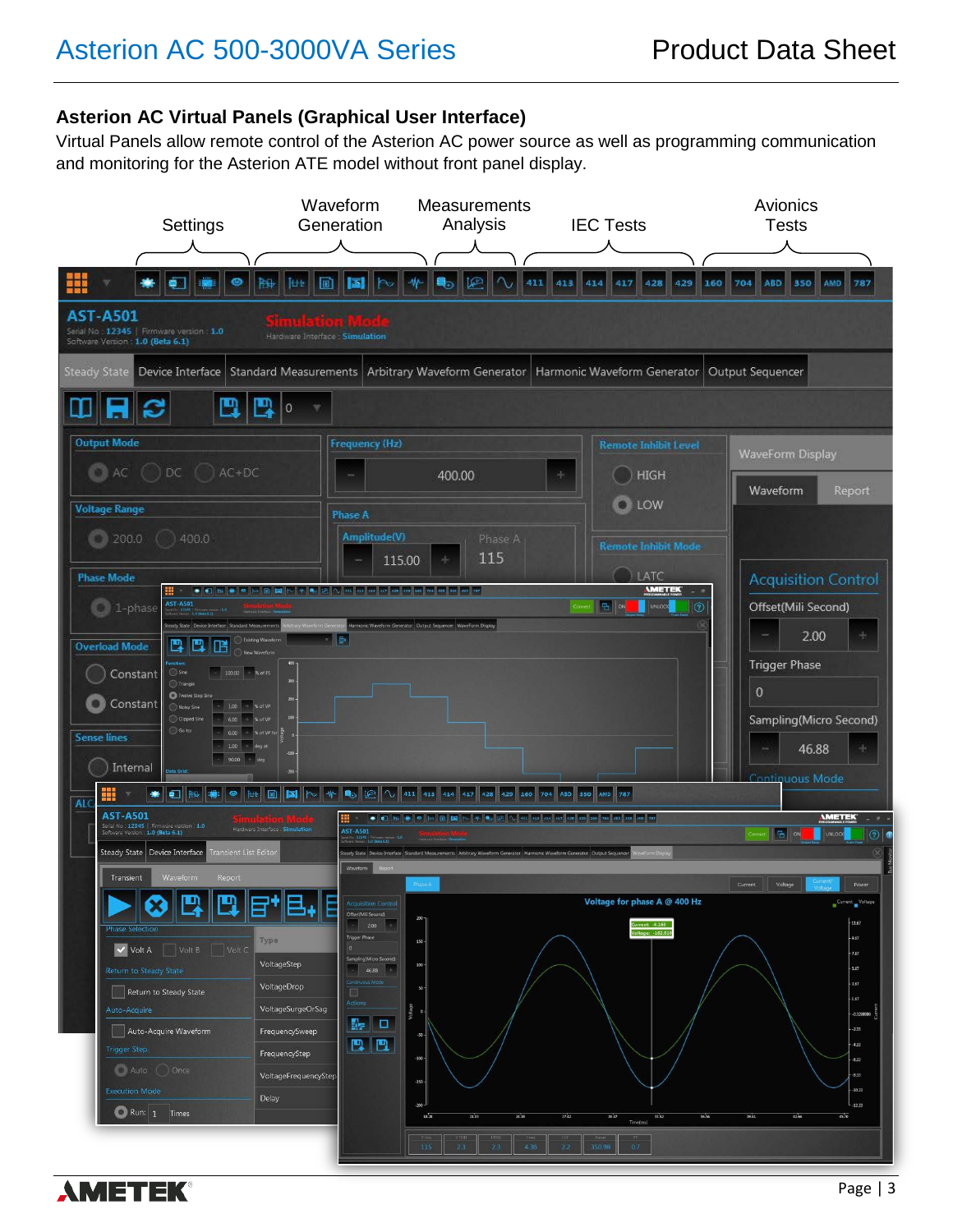## Asterion AC Virtual Panels (Graphical User Interface)

Virtual Panels allow remote control of the Asterion AC power source as well as programming communication and monitoring for the Asterion ATE model without front panel display.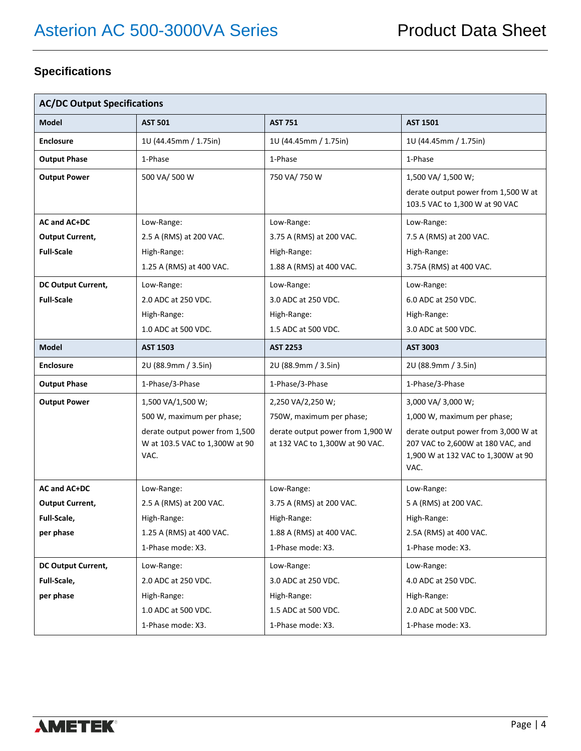## Specifications

| AC/DC Output Specifications | | | |
|---|---|---|---|
| **Model** | **AST 501** | **AST 751** | **AST 1501** |
| **Enclosure** | 1U (44.45mm / 1.75in) | 1U (44.45mm / 1.75in) | 1U (44.45mm / 1.75in) |
| **Output Phase** | 1-Phase | 1-Phase | 1-Phase |
| **Output Power** | 500 VA/ 500 W | 750 VA/ 750 W | 1,500 VA/ 1,500 W;<br>derate output power from 1,500 W at 103.5 VAC to 1,300 W at 90 VAC |
| **AC and AC+DC Output Current, Full-Scale** | Low-Range:<br>2.5 A (RMS) at 200 VAC.<br>High-Range:<br>1.25 A (RMS) at 400 VAC. | Low-Range:<br>3.75 A (RMS) at 200 VAC.<br>High-Range:<br>1.88 A (RMS) at 400 VAC. | Low-Range:<br>7.5 A (RMS) at 200 VAC.<br>High-Range:<br>3.75A (RMS) at 400 VAC. |
| **DC Output Current, Full-Scale** | Low-Range:<br>2.0 ADC at 250 VDC.<br>High-Range:<br>1.0 ADC at 500 VDC. | Low-Range:<br>3.0 ADC at 250 VDC.<br>High-Range:<br>1.5 ADC at 500 VDC. | Low-Range:<br>6.0 ADC at 250 VDC.<br>High-Range:<br>3.0 ADC at 500 VDC. |
| **Model** | **AST 1503** | **AST 2253** | **AST 3003** |
| **Enclosure** | 2U (88.9mm / 3.5in) | 2U (88.9mm / 3.5in) | 2U (88.9mm / 3.5in) |
| **Output Phase** | 1-Phase/3-Phase | 1-Phase/3-Phase | 1-Phase/3-Phase |
| **Output Power** | 1,500 VA/1,500 W;<br>500 W, maximum per phase;<br>derate output power from 1,500 W at 103.5 VAC to 1,300W at 90 VAC. | 2,250 VA/2,250 W;<br>750W, maximum per phase;<br>derate output power from 1,900 W at 132 VAC to 1,300W at 90 VAC. | 3,000 VA/ 3,000 W;<br>1,000 W, maximum per phase;<br>derate output power from 3,000 W at 207 VAC to 2,600W at 180 VAC, and 1,900 W at 132 VAC to 1,300W at 90 VAC. |
| **AC and AC+DC Output Current, Full-Scale, per phase** | Low-Range:<br>2.5 A (RMS) at 200 VAC.<br>High-Range:<br>1.25 A (RMS) at 400 VAC.<br>1-Phase mode: X3. | Low-Range:<br>3.75 A (RMS) at 200 VAC.<br>High-Range:<br>1.88 A (RMS) at 400 VAC.<br>1-Phase mode: X3. | Low-Range:<br>5 A (RMS) at 200 VAC.<br>High-Range:<br>2.5A (RMS) at 400 VAC.<br>1-Phase mode: X3. |
| **DC Output Current, Full-Scale, per phase** | Low-Range:<br>2.0 ADC at 250 VDC.<br>High-Range:<br>1.0 ADC at 500 VDC.<br>1-Phase mode: X3. | Low-Range:<br>3.0 ADC at 250 VDC.<br>High-Range:<br>1.5 ADC at 500 VDC.<br>1-Phase mode: X3. | Low-Range:<br>4.0 ADC at 250 VDC.<br>High-Range:<br>2.0 ADC at 500 VDC.<br>1-Phase mode: X3. |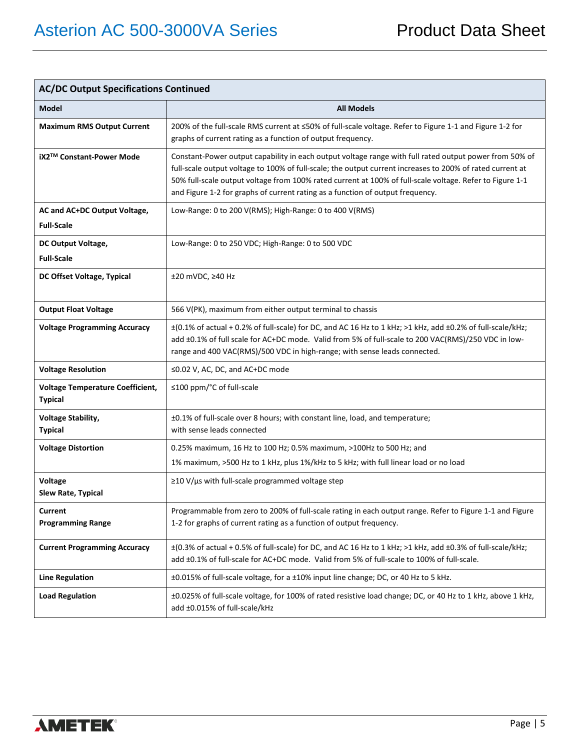| AC/DC Output Specifications Continued | |
|---|---|
| **Model** | **All Models** |
| **Maximum RMS Output Current** | 200% of the full-scale RMS current at ≤50% of full-scale voltage. Refer to Figure 1-1 and Figure 1-2 for graphs of current rating as a function of output frequency. |
| **iX2TM Constant-Power Mode** | Constant-Power output capability in each output voltage range with full rated output power from 50% of full-scale output voltage to 100% of full-scale; the output current increases to 200% of rated current at 50% full-scale output voltage from 100% rated current at 100% of full-scale voltage. Refer to Figure 1-1 and Figure 1-2 for graphs of current rating as a function of output frequency. |
| **AC and AC+DC Output Voltage, Full-Scale** | Low-Range: 0 to 200 V(RMS); High-Range: 0 to 400 V(RMS) |
| **DC Output Voltage, Full-Scale** | Low-Range: 0 to 250 VDC; High-Range: 0 to 500 VDC |
| **DC Offset Voltage, Typical** | ±20 mVDC, ≥40 Hz |
| **Output Float Voltage** | 566 V(PK), maximum from either output terminal to chassis |
| **Voltage Programming Accuracy** | ±(0.1% of actual + 0.2% of full-scale) for DC, and AC 16 Hz to 1 kHz; >1 kHz, add ±0.2% of full-scale/kHz; add ±0.1% of full scale for AC+DC mode. Valid from 5% of full-scale to 200 VAC(RMS)/250 VDC in low-range and 400 VAC(RMS)/500 VDC in high-range; with sense leads connected. |
| **Voltage Resolution** | ≤0.02 V, AC, DC, and AC+DC mode |
| **Voltage Temperature Coefficient, Typical** | ≤100 ppm/°C of full-scale |
| **Voltage Stability, Typical** | ±0.1% of full-scale over 8 hours; with constant line, load, and temperature; with sense leads connected |
| **Voltage Distortion** | 0.25% maximum, 16 Hz to 100 Hz; 0.5% maximum, >100Hz to 500 Hz; and 1% maximum, >500 Hz to 1 kHz, plus 1%/kHz to 5 kHz; with full linear load or no load |
| **Voltage Slew Rate, Typical** | ≥10 V/µs with full-scale programmed voltage step |
| **Current Programming Range** | Programmable from zero to 200% of full-scale rating in each output range. Refer to Figure 1-1 and Figure 1-2 for graphs of current rating as a function of output frequency. |
| **Current Programming Accuracy** | ±(0.3% of actual + 0.5% of full-scale) for DC, and AC 16 Hz to 1 kHz; >1 kHz, add ±0.3% of full-scale/kHz; add ±0.1% of full-scale for AC+DC mode. Valid from 5% of full-scale to 100% of full-scale. |
| **Line Regulation** | ±0.015% of full-scale voltage, for a ±10% input line change; DC, or 40 Hz to 5 kHz. |
| **Load Regulation** | ±0.025% of full-scale voltage, for 100% of rated resistive load change; DC, or 40 Hz to 1 kHz, above 1 kHz, add ±0.015% of full-scale/kHz |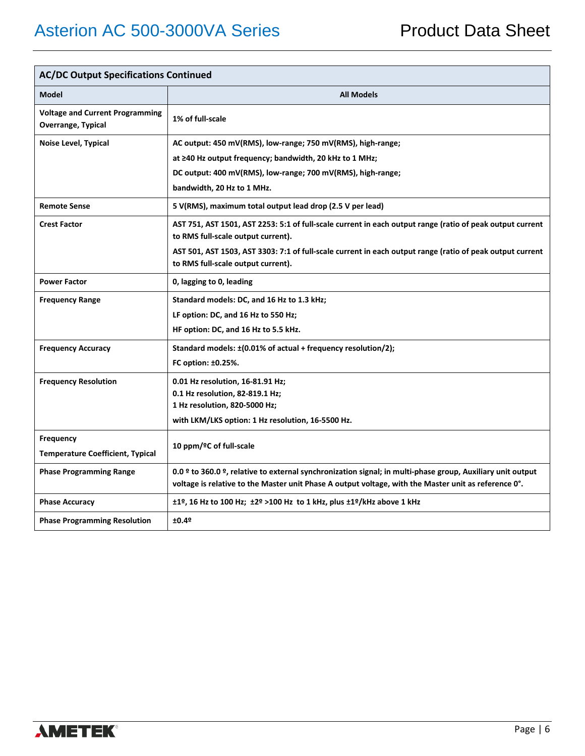| AC/DC Output Specifications Continued | |
|---|---|
| **Model** | **All Models** |
| **Voltage and Current Programming Overrange, Typical** | **1% of full-scale** |
| **Noise Level, Typical** | **AC output: 450 mV(RMS), low-range; 750 mV(RMS), high-range; at ≥40 Hz output frequency; bandwidth, 20 kHz to 1 MHz; DC output: 400 mV(RMS), low-range; 700 mV(RMS), high-range; bandwidth, 20 Hz to 1 MHz.** |
| **Remote Sense** | **5 V(RMS), maximum total output lead drop (2.5 V per lead)** |
| **Crest Factor** | **AST 751, AST 1501, AST 2253: 5:1 of full-scale current in each output range (ratio of peak output current to RMS full-scale output current). AST 501, AST 1503, AST 3303: 7:1 of full-scale current in each output range (ratio of peak output current to RMS full-scale output current).** |
| **Power Factor** | **0, lagging to 0, leading** |
| **Frequency Range** | **Standard models: DC, and 16 Hz to 1.3 kHz; LF option: DC, and 16 Hz to 550 Hz; HF option: DC, and 16 Hz to 5.5 kHz.** |
| **Frequency Accuracy** | **Standard models: ±(0.01% of actual + frequency resolution/2); FC option: ±0.25%.** |
| **Frequency Resolution** | **0.01 Hz resolution, 16-81.91 Hz; 0.1 Hz resolution, 82-819.1 Hz; 1 Hz resolution, 820-5000 Hz; with LKM/LKS option: 1 Hz resolution, 16-5500 Hz.** |
| **Frequency Temperature Coefficient, Typical** | **10 ppm/ºC of full-scale** |
| **Phase Programming Range** | **0.0 º to 360.0 º, relative to external synchronization signal; in multi-phase group, Auxiliary unit output voltage is relative to the Master unit Phase A output voltage, with the Master unit as reference 0°.** |
| **Phase Accuracy** | **±1º, 16 Hz to 100 Hz; ±2º >100 Hz to 1 kHz, plus ±1º/kHz above 1 kHz** |
| **Phase Programming Resolution** | **±0.4º** |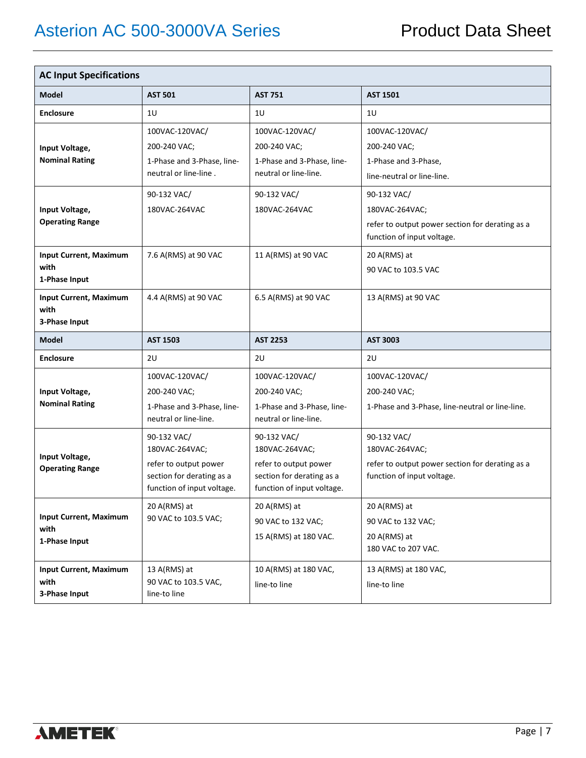| AC Input Specifications | | | |
|---|---|---|---|
| **Model** | **AST 501** | **AST 751** | **AST 1501** |
| **Enclosure** | 1U | 1U | 1U |
| **Input Voltage, Nominal Rating** | 100VAC-120VAC/ 200-240 VAC; 1-Phase and 3-Phase, line-neutral or line-line . | 100VAC-120VAC/ 200-240 VAC; 1-Phase and 3-Phase, line-neutral or line-line. | 100VAC-120VAC/ 200-240 VAC; 1-Phase and 3-Phase, line-neutral or line-line. |
| **Input Voltage, Operating Range** | 90-132 VAC/ 180VAC-264VAC | 90-132 VAC/ 180VAC-264VAC | 90-132 VAC/ 180VAC-264VAC; refer to output power section for derating as a function of input voltage. |
| **Input Current, Maximum with 1-Phase Input** | 7.6 A(RMS) at 90 VAC | 11 A(RMS) at 90 VAC | 20 A(RMS) at 90 VAC to 103.5 VAC |
| **Input Current, Maximum with 3-Phase Input** | 4.4 A(RMS) at 90 VAC | 6.5 A(RMS) at 90 VAC | 13 A(RMS) at 90 VAC |
| **Model** | **AST 1503** | **AST 2253** | **AST 3003** |
| **Enclosure** | 2U | 2U | 2U |
| **Input Voltage, Nominal Rating** | 100VAC-120VAC/ 200-240 VAC; 1-Phase and 3-Phase, line-neutral or line-line. | 100VAC-120VAC/ 200-240 VAC; 1-Phase and 3-Phase, line-neutral or line-line. | 100VAC-120VAC/ 200-240 VAC; 1-Phase and 3-Phase, line-neutral or line-line. |
| **Input Voltage, Operating Range** | 90-132 VAC/ 180VAC-264VAC; refer to output power section for derating as a function of input voltage. | 90-132 VAC/ 180VAC-264VAC; refer to output power section for derating as a function of input voltage. | 90-132 VAC/ 180VAC-264VAC; refer to output power section for derating as a function of input voltage. |
| **Input Current, Maximum with 1-Phase Input** | 20 A(RMS) at 90 VAC to 103.5 VAC; | 20 A(RMS) at 90 VAC to 132 VAC; 15 A(RMS) at 180 VAC. | 20 A(RMS) at 90 VAC to 132 VAC; 20 A(RMS) at 180 VAC to 207 VAC. |
| **Input Current, Maximum with 3-Phase Input** | 13 A(RMS) at 90 VAC to 103.5 VAC, line-to line | 10 A(RMS) at 180 VAC, line-to line | 13 A(RMS) at 180 VAC, line-to line |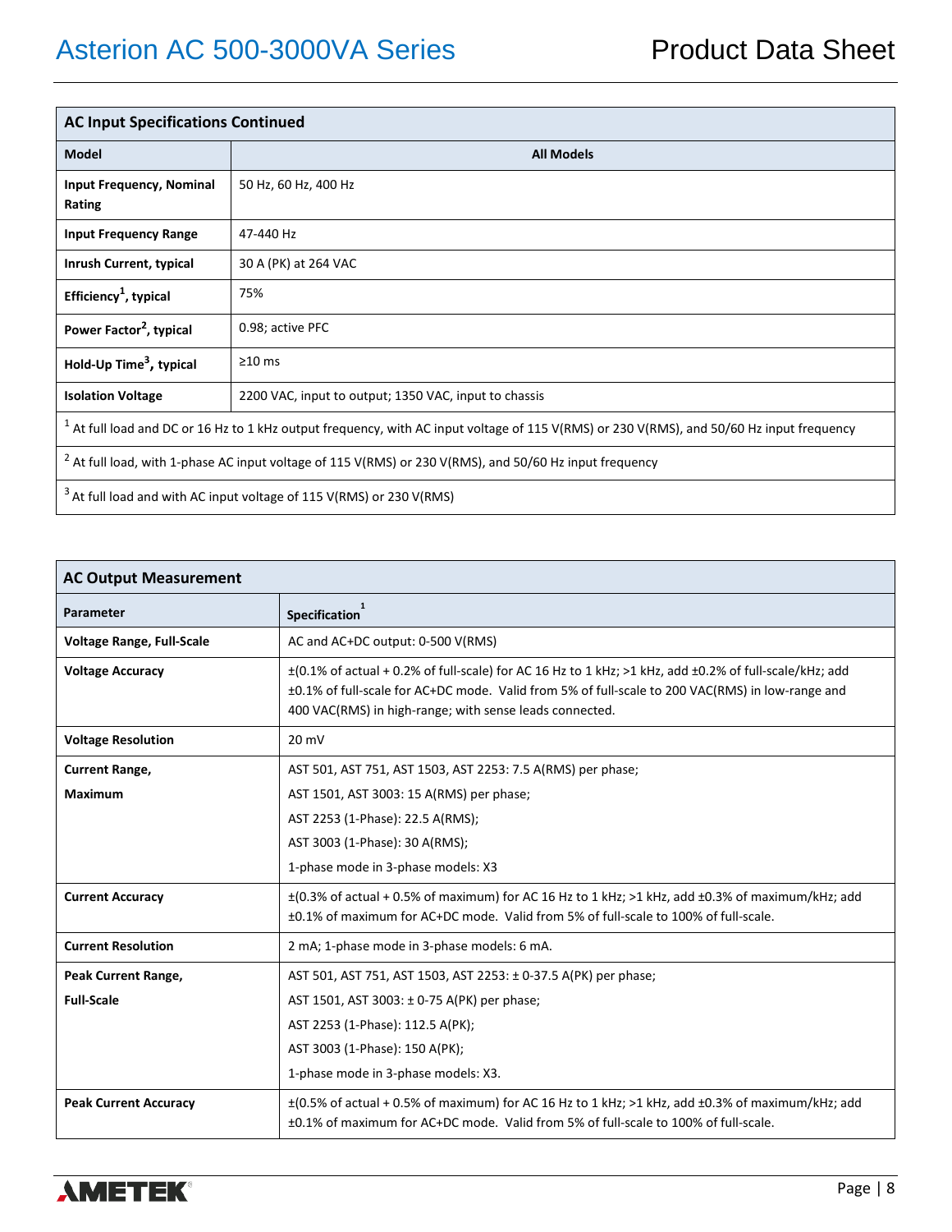| AC Input Specifications Continued | |
|---|---|
| **Model** | **All Models** |
| **Input Frequency, Nominal Rating** | 50 Hz, 60 Hz, 400 Hz |
| **Input Frequency Range** | 47-440 Hz |
| **Inrush Current, typical** | 30 A (PK) at 264 VAC |
| **Efficiency[1], typical** | 75% |
| **Power Factor[2], typical** | 0.98; active PFC |
| **Hold-Up Time[3], typical** | ≥10 ms |
| **Isolation Voltage** | 2200 VAC, input to output; 1350 VAC, input to chassis |

[1] At full load and DC or 16 Hz to 1 kHz output frequency, with AC input voltage of 115 V(RMS) or 230 V(RMS), and 50/60 Hz input frequency

[2] At full load, with 1-phase AC input voltage of 115 V(RMS) or 230 V(RMS), and 50/60 Hz input frequency

[3] At full load and with AC input voltage of 115 V(RMS) or 230 V(RMS)

| AC Output Measurement | |
|---|---|
| **Parameter** | **Specification[1]** |
| **Voltage Range, Full-Scale** | AC and AC+DC output: 0-500 V(RMS) |
| **Voltage Accuracy** | ±(0.1% of actual + 0.2% of full-scale) for AC 16 Hz to 1 kHz; >1 kHz, add ±0.2% of full-scale/kHz; add ±0.1% of full-scale for AC+DC mode. Valid from 5% of full-scale to 200 VAC(RMS) in low-range and 400 VAC(RMS) in high-range; with sense leads connected. |
| **Voltage Resolution** | 20 mV |
| **Current Range, Maximum** | AST 501, AST 751, AST 1503, AST 2253: 7.5 A(RMS) per phase;<br>AST 1501, AST 3003: 15 A(RMS) per phase;<br>AST 2253 (1-Phase): 22.5 A(RMS);<br>AST 3003 (1-Phase): 30 A(RMS);<br>1-phase mode in 3-phase models: X3 |
| **Current Accuracy** | ±(0.3% of actual + 0.5% of maximum) for AC 16 Hz to 1 kHz; >1 kHz, add ±0.3% of maximum/kHz; add ±0.1% of maximum for AC+DC mode. Valid from 5% of full-scale to 100% of full-scale. |
| **Current Resolution** | 2 mA; 1-phase mode in 3-phase models: 6 mA. |
| **Peak Current Range, Full-Scale** | AST 501, AST 751, AST 1503, AST 2253: ± 0-37.5 A(PK) per phase;<br>AST 1501, AST 3003: ± 0-75 A(PK) per phase;<br>AST 2253 (1-Phase): 112.5 A(PK);<br>AST 3003 (1-Phase): 150 A(PK);<br>1-phase mode in 3-phase models: X3. |
| **Peak Current Accuracy** | ±(0.5% of actual + 0.5% of maximum) for AC 16 Hz to 1 kHz; >1 kHz, add ±0.3% of maximum/kHz; add ±0.1% of maximum for AC+DC mode. Valid from 5% of full-scale to 100% of full-scale. |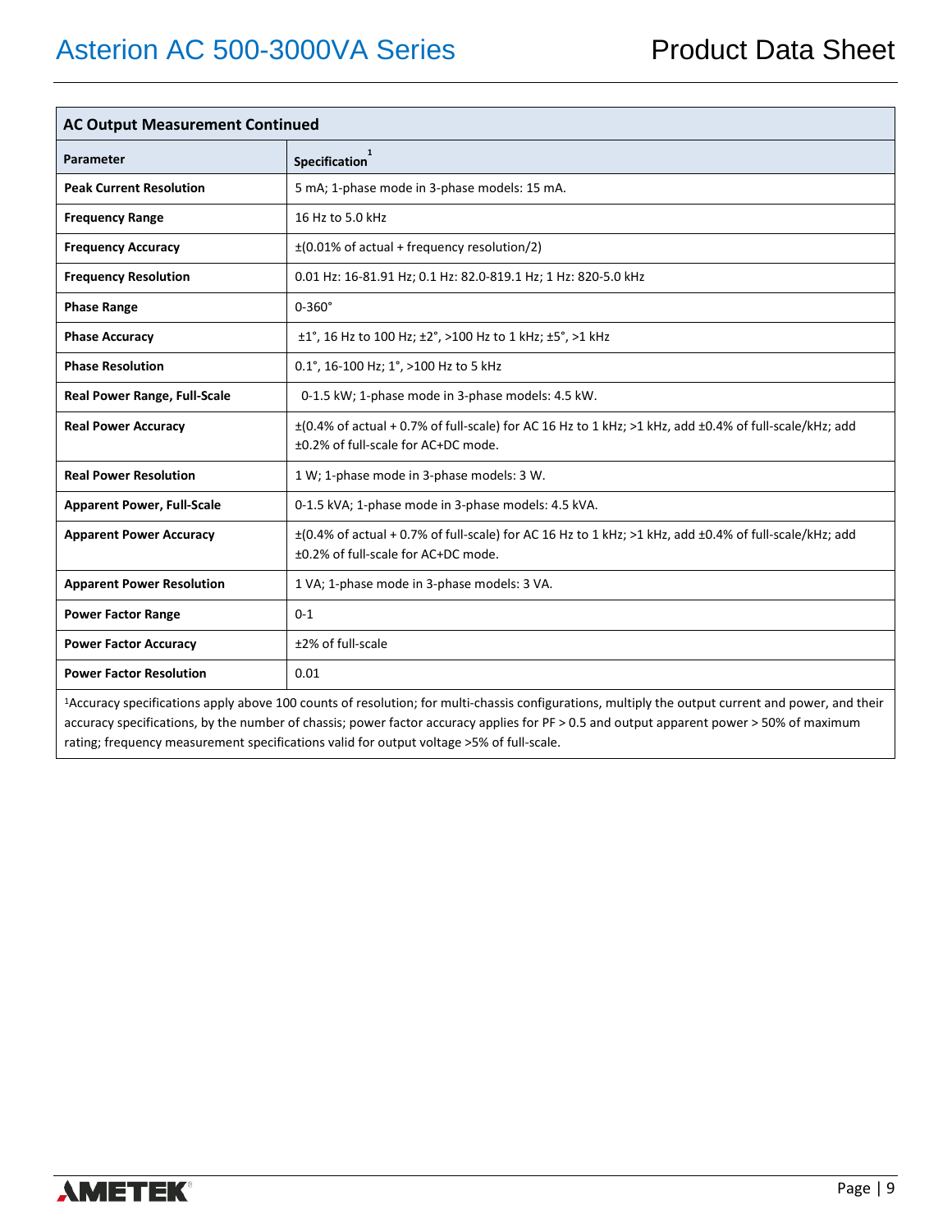| AC Output Measurement Continued | |
|---|---|
| **Parameter** | **Specification** [1] |
| **Peak Current Resolution** | 5 mA; 1-phase mode in 3-phase models: 15 mA. |
| **Frequency Range** | 16 Hz to 5.0 kHz |
| **Frequency Accuracy** | ±(0.01% of actual + frequency resolution/2) |
| **Frequency Resolution** | 0.01 Hz: 16-81.91 Hz; 0.1 Hz: 82.0-819.1 Hz; 1 Hz: 820-5.0 kHz |
| **Phase Range** | 0-360° |
| **Phase Accuracy** | ±1°, 16 Hz to 100 Hz; ±2°, >100 Hz to 1 kHz; ±5°, >1 kHz |
| **Phase Resolution** | 0.1°, 16-100 Hz; 1°, >100 Hz to 5 kHz |
| **Real Power Range, Full-Scale** | 0-1.5 kW; 1-phase mode in 3-phase models: 4.5 kW. |
| **Real Power Accuracy** | ±(0.4% of actual + 0.7% of full-scale) for AC 16 Hz to 1 kHz; >1 kHz, add ±0.4% of full-scale/kHz; add ±0.2% of full-scale for AC+DC mode. |
| **Real Power Resolution** | 1 W; 1-phase mode in 3-phase models: 3 W. |
| **Apparent Power, Full-Scale** | 0-1.5 kVA; 1-phase mode in 3-phase models: 4.5 kVA. |
| **Apparent Power Accuracy** | ±(0.4% of actual + 0.7% of full-scale) for AC 16 Hz to 1 kHz; >1 kHz, add ±0.4% of full-scale/kHz; add ±0.2% of full-scale for AC+DC mode. |
| **Apparent Power Resolution** | 1 VA; 1-phase mode in 3-phase models: 3 VA. |
| **Power Factor Range** | 0-1 |
| **Power Factor Accuracy** | ±2% of full-scale |
| **Power Factor Resolution** | 0.01 |

[1]Accuracy specifications apply above 100 counts of resolution; for multi-chassis configurations, multiply the output current and power, and their accuracy specifications, by the number of chassis; power factor accuracy applies for PF > 0.5 and output apparent power > 50% of maximum rating; frequency measurement specifications valid for output voltage >5% of full-scale.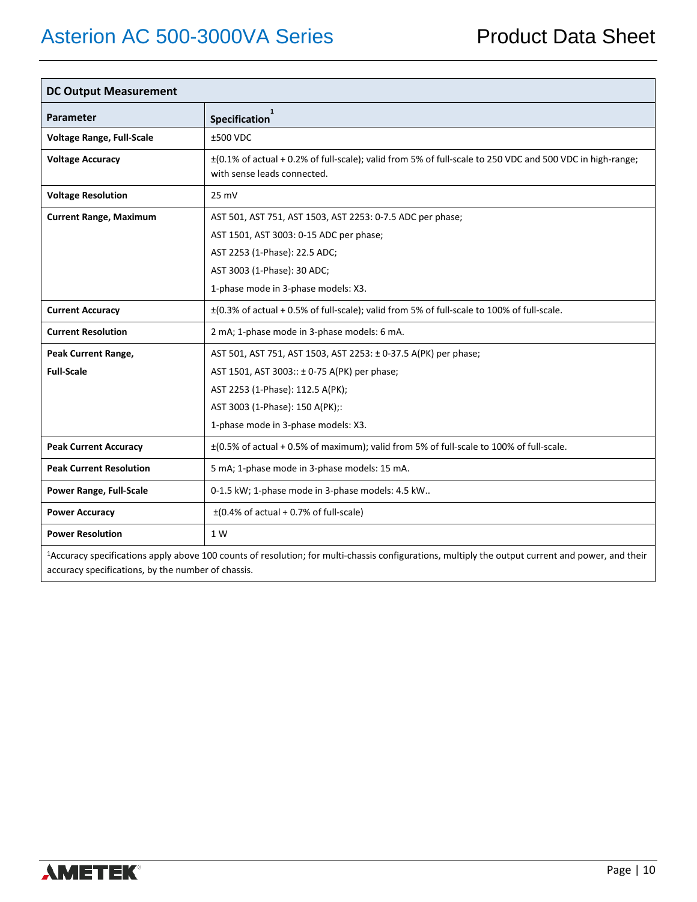| DC Output Measurement | |
|---|---|
| **Parameter** | **Specification** [1] |
| **Voltage Range, Full-Scale** | ±500 VDC |
| **Voltage Accuracy** | ±(0.1% of actual + 0.2% of full-scale); valid from 5% of full-scale to 250 VDC and 500 VDC in high-range; with sense leads connected. |
| **Voltage Resolution** | 25 mV |
| **Current Range, Maximum** | AST 501, AST 751, AST 1503, AST 2253: 0-7.5 ADC per phase;<br>AST 1501, AST 3003: 0-15 ADC per phase;<br>AST 2253 (1-Phase): 22.5 ADC;<br>AST 3003 (1-Phase): 30 ADC;<br>1-phase mode in 3-phase models: X3. |
| **Current Accuracy** | ±(0.3% of actual + 0.5% of full-scale); valid from 5% of full-scale to 100% of full-scale. |
| **Current Resolution** | 2 mA; 1-phase mode in 3-phase models: 6 mA. |
| **Peak Current Range, Full-Scale** | AST 501, AST 751, AST 1503, AST 2253: ± 0-37.5 A(PK) per phase;<br>AST 1501, AST 3003:: ± 0-75 A(PK) per phase;<br>AST 2253 (1-Phase): 112.5 A(PK);<br>AST 3003 (1-Phase): 150 A(PK);:<br>1-phase mode in 3-phase models: X3. |
| **Peak Current Accuracy** | ±(0.5% of actual + 0.5% of maximum); valid from 5% of full-scale to 100% of full-scale. |
| **Peak Current Resolution** | 5 mA; 1-phase mode in 3-phase models: 15 mA. |
| **Power Range, Full-Scale** | 0-1.5 kW; 1-phase mode in 3-phase models: 4.5 kW.. |
| **Power Accuracy** | ±(0.4% of actual + 0.7% of full-scale) |
| **Power Resolution** | 1 W |

[1]Accuracy specifications apply above 100 counts of resolution; for multi-chassis configurations, multiply the output current and power, and their accuracy specifications, by the number of chassis.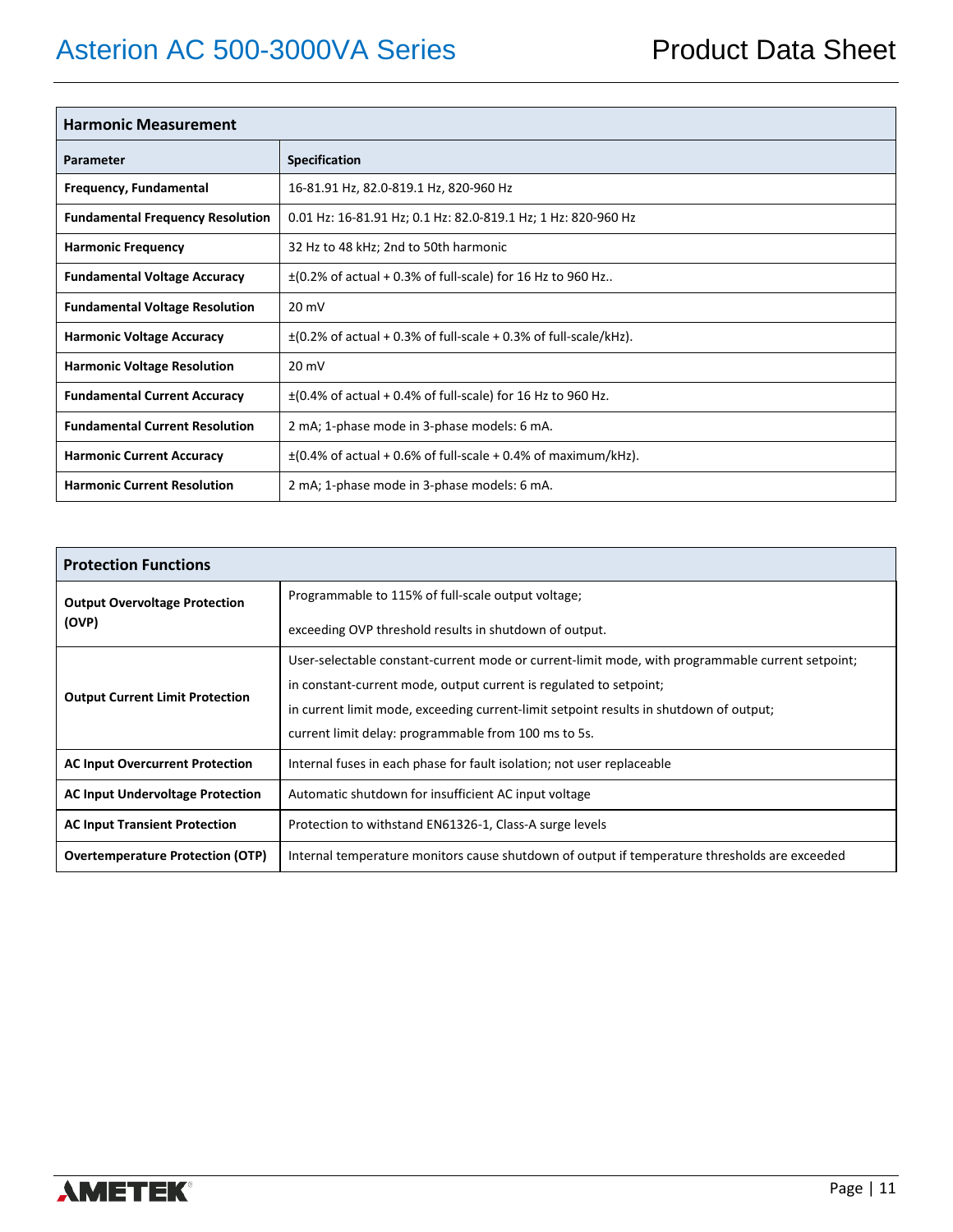| Harmonic Measurement | |
|---|---|
| **Parameter** | **Specification** |
| **Frequency, Fundamental** | 16-81.91 Hz, 82.0-819.1 Hz, 820-960 Hz |
| **Fundamental Frequency Resolution** | 0.01 Hz: 16-81.91 Hz; 0.1 Hz: 82.0-819.1 Hz; 1 Hz: 820-960 Hz |
| **Harmonic Frequency** | 32 Hz to 48 kHz; 2nd to 50th harmonic |
| **Fundamental Voltage Accuracy** | ±(0.2% of actual + 0.3% of full-scale) for 16 Hz to 960 Hz.. |
| **Fundamental Voltage Resolution** | 20 mV |
| **Harmonic Voltage Accuracy** | ±(0.2% of actual + 0.3% of full-scale + 0.3% of full-scale/kHz). |
| **Harmonic Voltage Resolution** | 20 mV |
| **Fundamental Current Accuracy** | ±(0.4% of actual + 0.4% of full-scale) for 16 Hz to 960 Hz. |
| **Fundamental Current Resolution** | 2 mA; 1-phase mode in 3-phase models: 6 mA. |
| **Harmonic Current Accuracy** | ±(0.4% of actual + 0.6% of full-scale + 0.4% of maximum/kHz). |
| **Harmonic Current Resolution** | 2 mA; 1-phase mode in 3-phase models: 6 mA. |

| Protection Functions | |
|---|---|
| **Output Overvoltage Protection (OVP)** | Programmable to 115% of full-scale output voltage;<br><br>exceeding OVP threshold results in shutdown of output. |
| **Output Current Limit Protection** | User-selectable constant-current mode or current-limit mode, with programmable current setpoint;<br>in constant-current mode, output current is regulated to setpoint;<br>in current limit mode, exceeding current-limit setpoint results in shutdown of output;<br>current limit delay: programmable from 100 ms to 5s. |
| **AC Input Overcurrent Protection** | Internal fuses in each phase for fault isolation; not user replaceable |
| **AC Input Undervoltage Protection** | Automatic shutdown for insufficient AC input voltage |
| **AC Input Transient Protection** | Protection to withstand EN61326-1, Class-A surge levels |
| **Overtemperature Protection (OTP)** | Internal temperature monitors cause shutdown of output if temperature thresholds are exceeded |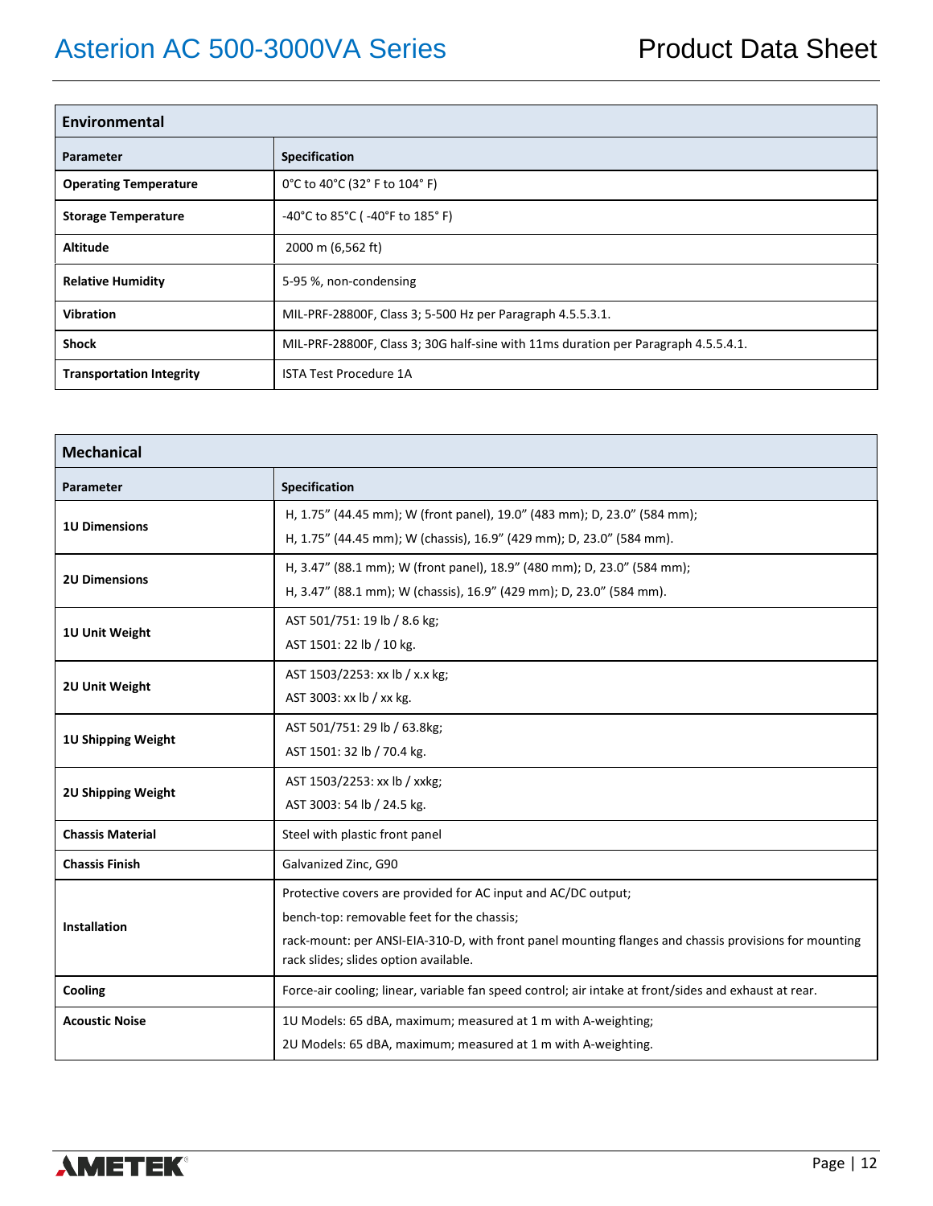| Environmental | |
|---|---|
| **Parameter** | **Specification** |
| **Operating Temperature** | 0°C to 40°C (32° F to 104° F) |
| **Storage Temperature** | -40°C to 85°C ( -40°F to 185° F) |
| **Altitude** | 2000 m (6,562 ft) |
| **Relative Humidity** | 5-95 %, non-condensing |
| **Vibration** | MIL-PRF-28800F, Class 3; 5-500 Hz per Paragraph 4.5.5.3.1. |
| **Shock** | MIL-PRF-28800F, Class 3; 30G half-sine with 11ms duration per Paragraph 4.5.5.4.1. |
| **Transportation Integrity** | ISTA Test Procedure 1A |

| Mechanical | |
|---|---|
| **Parameter** | **Specification** |
| **1U Dimensions** | H, 1.75" (44.45 mm); W (front panel), 19.0" (483 mm); D, 23.0" (584 mm);<br>H, 1.75" (44.45 mm); W (chassis), 16.9" (429 mm); D, 23.0" (584 mm). |
| **2U Dimensions** | H, 3.47" (88.1 mm); W (front panel), 18.9" (480 mm); D, 23.0" (584 mm);<br>H, 3.47" (88.1 mm); W (chassis), 16.9" (429 mm); D, 23.0" (584 mm). |
| **1U Unit Weight** | AST 501/751: 19 lb / 8.6 kg;<br>AST 1501: 22 lb / 10 kg. |
| **2U Unit Weight** | AST 1503/2253: xx lb / x.x kg;<br>AST 3003: xx lb / xx kg. |
| **1U Shipping Weight** | AST 501/751: 29 lb / 63.8kg;<br>AST 1501: 32 lb / 70.4 kg. |
| **2U Shipping Weight** | AST 1503/2253: xx lb / xxkg;<br>AST 3003: 54 lb / 24.5 kg. |
| **Chassis Material** | Steel with plastic front panel |
| **Chassis Finish** | Galvanized Zinc, G90 |
| **Installation** | Protective covers are provided for AC input and AC/DC output;<br>bench-top: removable feet for the chassis;<br>rack-mount: per ANSI-EIA-310-D, with front panel mounting flanges and chassis provisions for mounting rack slides; slides option available. |
| **Cooling** | Force-air cooling; linear, variable fan speed control; air intake at front/sides and exhaust at rear. |
| **Acoustic Noise** | 1U Models: 65 dBA, maximum; measured at 1 m with A-weighting;<br>2U Models: 65 dBA, maximum; measured at 1 m with A-weighting. |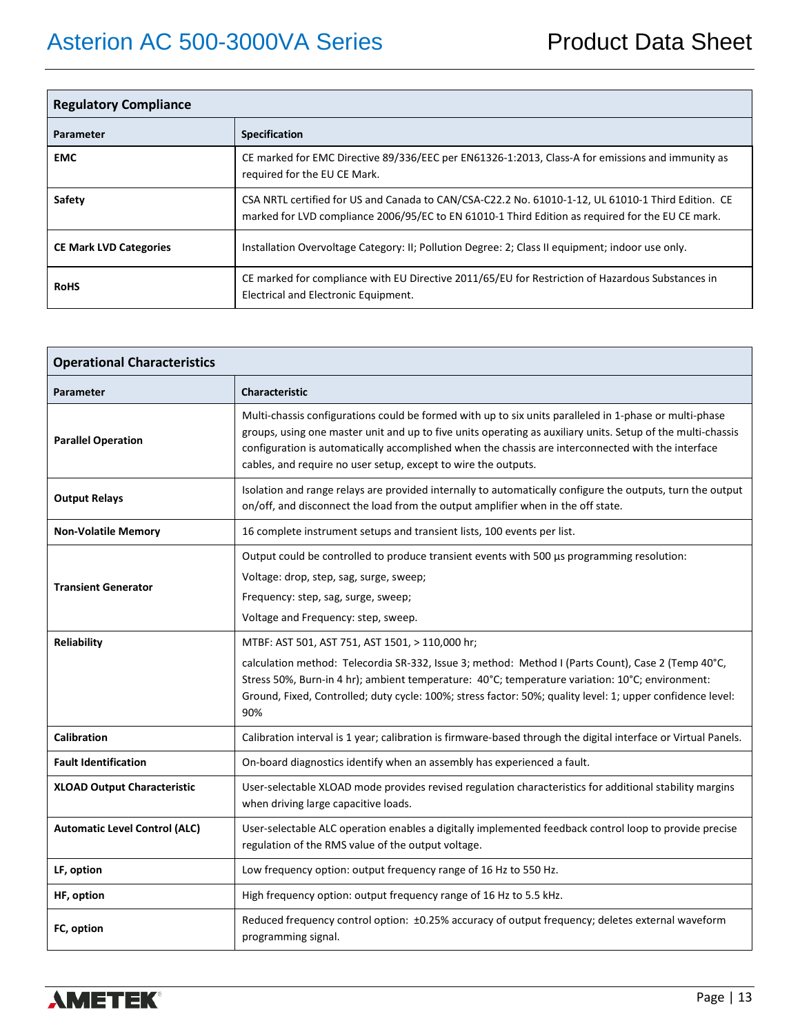| Regulatory Compliance | |
|---|---|
| **Parameter** | **Specification** |
| **EMC** | CE marked for EMC Directive 89/336/EEC per EN61326-1:2013, Class-A for emissions and immunity as required for the EU CE Mark. |
| **Safety** | CSA NRTL certified for US and Canada to CAN/CSA-C22.2 No. 61010-1-12, UL 61010-1 Third Edition. CE marked for LVD compliance 2006/95/EC to EN 61010-1 Third Edition as required for the EU CE mark. |
| **CE Mark LVD Categories** | Installation Overvoltage Category: II; Pollution Degree: 2; Class II equipment; indoor use only. |
| **RoHS** | CE marked for compliance with EU Directive 2011/65/EU for Restriction of Hazardous Substances in Electrical and Electronic Equipment. |

| Operational Characteristics | |
|---|---|
| **Parameter** | **Characteristic** |
| **Parallel Operation** | Multi-chassis configurations could be formed with up to six units paralleled in 1-phase or multi-phase groups, using one master unit and up to five units operating as auxiliary units. Setup of the multi-chassis configuration is automatically accomplished when the chassis are interconnected with the interface cables, and require no user setup, except to wire the outputs. |
| **Output Relays** | Isolation and range relays are provided internally to automatically configure the outputs, turn the output on/off, and disconnect the load from the output amplifier when in the off state. |
| **Non-Volatile Memory** | 16 complete instrument setups and transient lists, 100 events per list. |
| **Transient Generator** | Output could be controlled to produce transient events with 500 µs programming resolution:<br>Voltage: drop, step, sag, surge, sweep;<br>Frequency: step, sag, surge, sweep;<br>Voltage and Frequency: step, sweep. |
| **Reliability** | MTBF: AST 501, AST 751, AST 1501, > 110,000 hr;<br>calculation method: Telecordia SR-332, Issue 3; method: Method I (Parts Count), Case 2 (Temp 40°C, Stress 50%, Burn-in 4 hr); ambient temperature: 40°C; temperature variation: 10°C; environment: Ground, Fixed, Controlled; duty cycle: 100%; stress factor: 50%; quality level: 1; upper confidence level: 90% |
| **Calibration** | Calibration interval is 1 year; calibration is firmware-based through the digital interface or Virtual Panels. |
| **Fault Identification** | On-board diagnostics identify when an assembly has experienced a fault. |
| **XLOAD Output Characteristic** | User-selectable XLOAD mode provides revised regulation characteristics for additional stability margins when driving large capacitive loads. |
| **Automatic Level Control (ALC)** | User-selectable ALC operation enables a digitally implemented feedback control loop to provide precise regulation of the RMS value of the output voltage. |
| **LF, option** | Low frequency option: output frequency range of 16 Hz to 550 Hz. |
| **HF, option** | High frequency option: output frequency range of 16 Hz to 5.5 kHz. |
| **FC, option** | Reduced frequency control option: ±0.25% accuracy of output frequency; deletes external waveform programming signal. |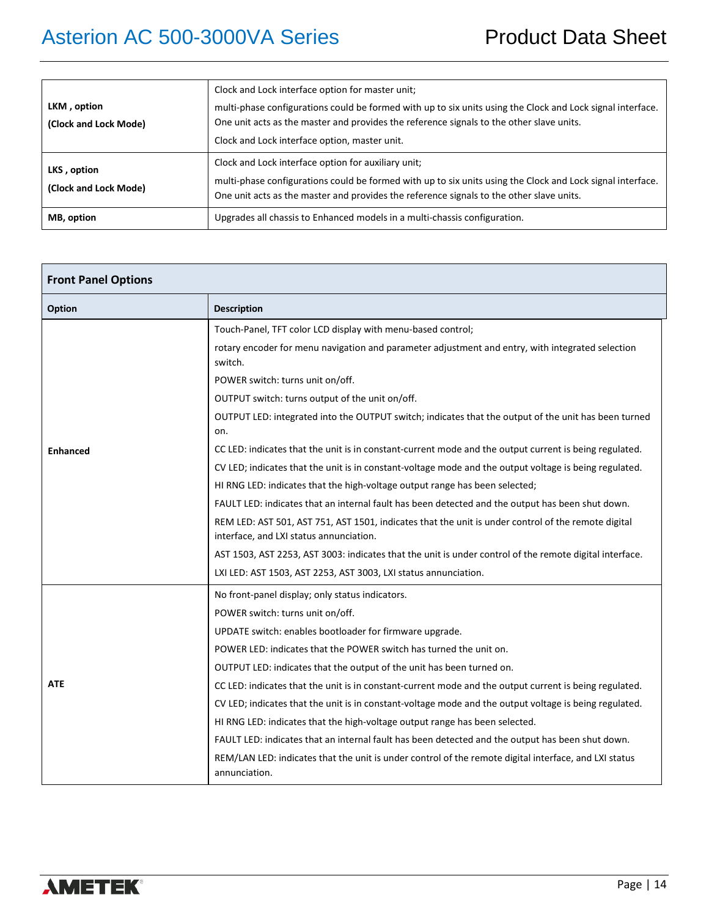| | |
|---|---|
| **LKM , option**<br>**(Clock and Lock Mode)** | Clock and Lock interface option for master unit;<br>multi-phase configurations could be formed with up to six units using the Clock and Lock signal interface. One unit acts as the master and provides the reference signals to the other slave units.<br>Clock and Lock interface option, master unit. |
| **LKS , option**<br>**(Clock and Lock Mode)** | Clock and Lock interface option for auxiliary unit;<br>multi-phase configurations could be formed with up to six units using the Clock and Lock signal interface. One unit acts as the master and provides the reference signals to the other slave units. |
| **MB, option** | Upgrades all chassis to Enhanced models in a multi-chassis configuration. |

**Front Panel Options**

| Option | Description |
|---|---|
| **Enhanced** | Touch-Panel, TFT color LCD display with menu-based control;<br>rotary encoder for menu navigation and parameter adjustment and entry, with integrated selection switch.<br>POWER switch: turns unit on/off.<br>OUTPUT switch: turns output of the unit on/off.<br>OUTPUT LED: integrated into the OUTPUT switch; indicates that the output of the unit has been turned on.<br>CC LED: indicates that the unit is in constant-current mode and the output current is being regulated.<br>CV LED; indicates that the unit is in constant-voltage mode and the output voltage is being regulated.<br>HI RNG LED: indicates that the high-voltage output range has been selected;<br>FAULT LED: indicates that an internal fault has been detected and the output has been shut down.<br>REM LED: AST 501, AST 751, AST 1501, indicates that the unit is under control of the remote digital interface, and LXI status annunciation.<br>AST 1503, AST 2253, AST 3003: indicates that the unit is under control of the remote digital interface.<br>LXI LED: AST 1503, AST 2253, AST 3003, LXI status annunciation. |
| **ATE** | No front-panel display; only status indicators.<br>POWER switch: turns unit on/off.<br>UPDATE switch: enables bootloader for firmware upgrade.<br>POWER LED: indicates that the POWER switch has turned the unit on.<br>OUTPUT LED: indicates that the output of the unit has been turned on.<br>CC LED: indicates that the unit is in constant-current mode and the output current is being regulated.<br>CV LED; indicates that the unit is in constant-voltage mode and the output voltage is being regulated.<br>HI RNG LED: indicates that the high-voltage output range has been selected.<br>FAULT LED: indicates that an internal fault has been detected and the output has been shut down.<br>REM/LAN LED: indicates that the unit is under control of the remote digital interface, and LXI status annunciation. |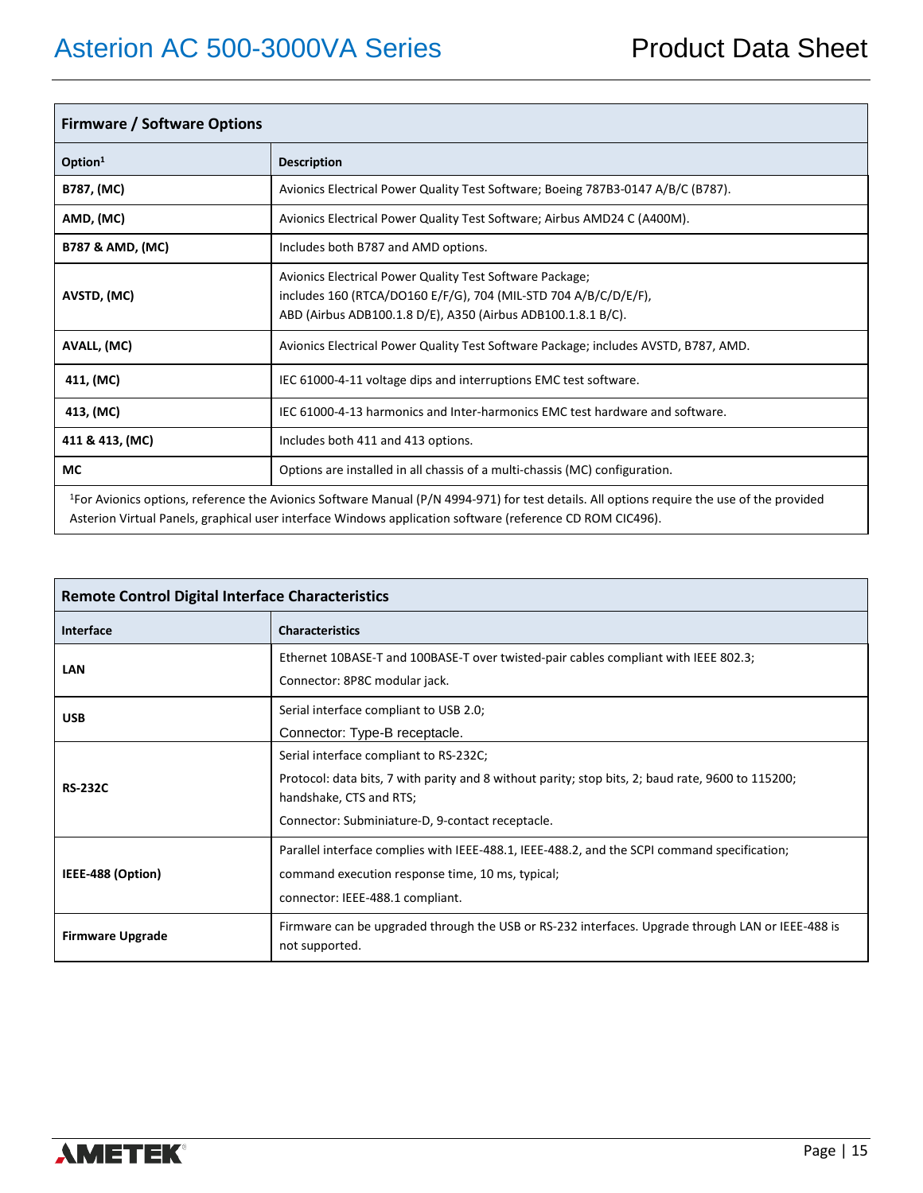| Firmware / Software Options | |
|---|---|
| **Option[1]** | **Description** |
| **B787, (MC)** | Avionics Electrical Power Quality Test Software; Boeing 787B3-0147 A/B/C (B787). |
| **AMD, (MC)** | Avionics Electrical Power Quality Test Software; Airbus AMD24 C (A400M). |
| **B787 & AMD, (MC)** | Includes both B787 and AMD options. |
| **AVSTD, (MC)** | Avionics Electrical Power Quality Test Software Package; includes 160 (RTCA/DO160 E/F/G), 704 (MIL-STD 704 A/B/C/D/E/F), ABD (Airbus ADB100.1.8 D/E), A350 (Airbus ADB100.1.8.1 B/C). |
| **AVALL, (MC)** | Avionics Electrical Power Quality Test Software Package; includes AVSTD, B787, AMD. |
| **411, (MC)** | IEC 61000-4-11 voltage dips and interruptions EMC test software. |
| **413, (MC)** | IEC 61000-4-13 harmonics and Inter-harmonics EMC test hardware and software. |
| **411 & 413, (MC)** | Includes both 411 and 413 options. |
| **MC** | Options are installed in all chassis of a multi-chassis (MC) configuration. |

[1]For Avionics options, reference the Avionics Software Manual (P/N 4994-971) for test details. All options require the use of the provided Asterion Virtual Panels, graphical user interface Windows application software (reference CD ROM CIC496).

| Remote Control Digital Interface Characteristics | |
|---|---|
| **Interface** | **Characteristics** |
| **LAN** | Ethernet 10BASE-T and 100BASE-T over twisted-pair cables compliant with IEEE 802.3; Connector: 8P8C modular jack. |
| **USB** | Serial interface compliant to USB 2.0; Connector: Type-B receptacle. |
| **RS-232C** | Serial interface compliant to RS-232C; Protocol: data bits, 7 with parity and 8 without parity; stop bits, 2; baud rate, 9600 to 115200; handshake, CTS and RTS; Connector: Subminiature-D, 9-contact receptacle. |
| **IEEE-488 (Option)** | Parallel interface complies with IEEE-488.1, IEEE-488.2, and the SCPI command specification; command execution response time, 10 ms, typical; connector: IEEE-488.1 compliant. |
| **Firmware Upgrade** | Firmware can be upgraded through the USB or RS-232 interfaces. Upgrade through LAN or IEEE-488 is not supported. |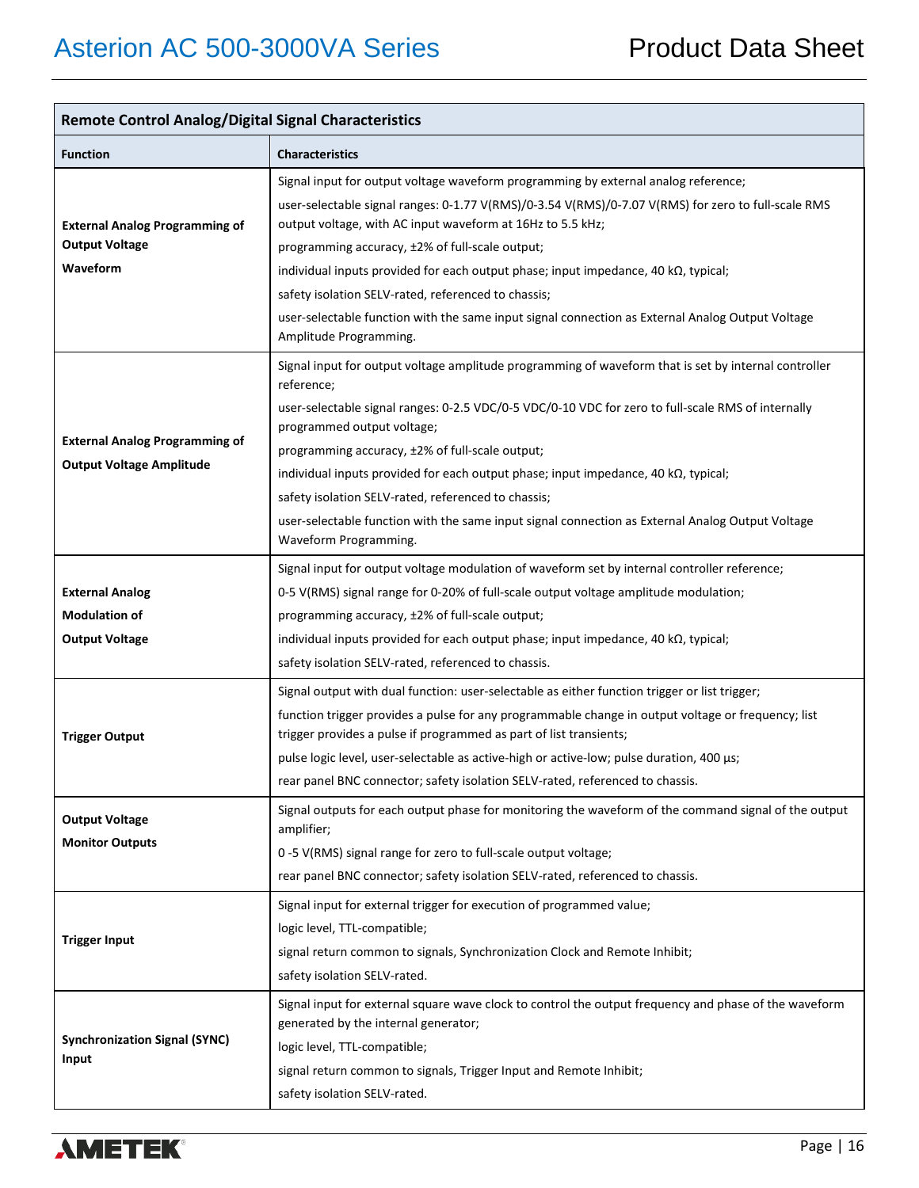| Remote Control Analog/Digital Signal Characteristics | |
|---|---|
| **Function** | **Characteristics** |
| **External Analog Programming of Output Voltage Waveform** | Signal input for output voltage waveform programming by external analog reference;<br>user-selectable signal ranges: 0-1.77 V(RMS)/0-3.54 V(RMS)/0-7.07 V(RMS) for zero to full-scale RMS output voltage, with AC input waveform at 16Hz to 5.5 kHz;<br>programming accuracy, ±2% of full-scale output;<br>individual inputs provided for each output phase; input impedance, 40 kΩ, typical;<br>safety isolation SELV-rated, referenced to chassis;<br>user-selectable function with the same input signal connection as External Analog Output Voltage Amplitude Programming. |
| **External Analog Programming of Output Voltage Amplitude** | Signal input for output voltage amplitude programming of waveform that is set by internal controller reference;<br>user-selectable signal ranges: 0-2.5 VDC/0-5 VDC/0-10 VDC for zero to full-scale RMS of internally programmed output voltage;<br>programming accuracy, ±2% of full-scale output;<br>individual inputs provided for each output phase; input impedance, 40 kΩ, typical;<br>safety isolation SELV-rated, referenced to chassis;<br>user-selectable function with the same input signal connection as External Analog Output Voltage Waveform Programming. |
| **External Analog Modulation of Output Voltage** | Signal input for output voltage modulation of waveform set by internal controller reference;<br>0-5 V(RMS) signal range for 0-20% of full-scale output voltage amplitude modulation;<br>programming accuracy, ±2% of full-scale output;<br>individual inputs provided for each output phase; input impedance, 40 kΩ, typical;<br>safety isolation SELV-rated, referenced to chassis. |
| **Trigger Output** | Signal output with dual function: user-selectable as either function trigger or list trigger;<br>function trigger provides a pulse for any programmable change in output voltage or frequency; list trigger provides a pulse if programmed as part of list transients;<br>pulse logic level, user-selectable as active-high or active-low; pulse duration, 400 µs;<br>rear panel BNC connector; safety isolation SELV-rated, referenced to chassis. |
| **Output Voltage Monitor Outputs** | Signal outputs for each output phase for monitoring the waveform of the command signal of the output amplifier;<br>0 -5 V(RMS) signal range for zero to full-scale output voltage;<br>rear panel BNC connector; safety isolation SELV-rated, referenced to chassis. |
| **Trigger Input** | Signal input for external trigger for execution of programmed value;<br>logic level, TTL-compatible;<br>signal return common to signals, Synchronization Clock and Remote Inhibit;<br>safety isolation SELV-rated. |
| **Synchronization Signal (SYNC) Input** | Signal input for external square wave clock to control the output frequency and phase of the waveform generated by the internal generator;<br>logic level, TTL-compatible;<br>signal return common to signals, Trigger Input and Remote Inhibit;<br>safety isolation SELV-rated. |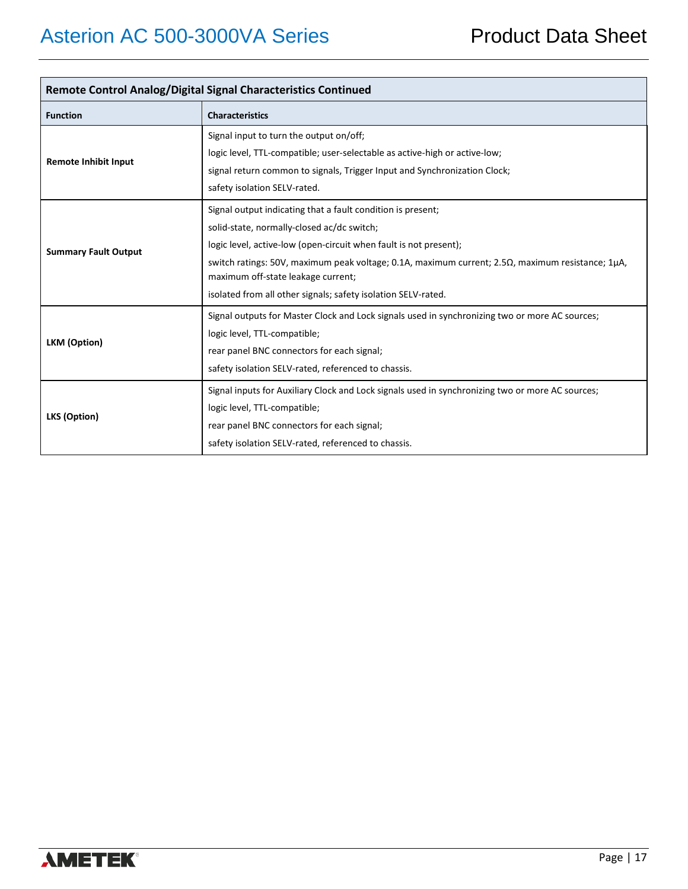| Remote Control Analog/Digital Signal Characteristics Continued | |
|---|---|
| **Function** | **Characteristics** |
| **Remote Inhibit Input** | Signal input to turn the output on/off;<br>logic level, TTL-compatible; user-selectable as active-high or active-low;<br>signal return common to signals, Trigger Input and Synchronization Clock;<br>safety isolation SELV-rated. |
| **Summary Fault Output** | Signal output indicating that a fault condition is present;<br>solid-state, normally-closed ac/dc switch;<br>logic level, active-low (open-circuit when fault is not present);<br>switch ratings: 50V, maximum peak voltage; 0.1A, maximum current; 2.5Ω, maximum resistance; 1µA, maximum off-state leakage current;<br>isolated from all other signals; safety isolation SELV-rated. |
| **LKM (Option)** | Signal outputs for Master Clock and Lock signals used in synchronizing two or more AC sources;<br>logic level, TTL-compatible;<br>rear panel BNC connectors for each signal;<br>safety isolation SELV-rated, referenced to chassis. |
| **LKS (Option)** | Signal inputs for Auxiliary Clock and Lock signals used in synchronizing two or more AC sources;<br>logic level, TTL-compatible;<br>rear panel BNC connectors for each signal;<br>safety isolation SELV-rated, referenced to chassis. |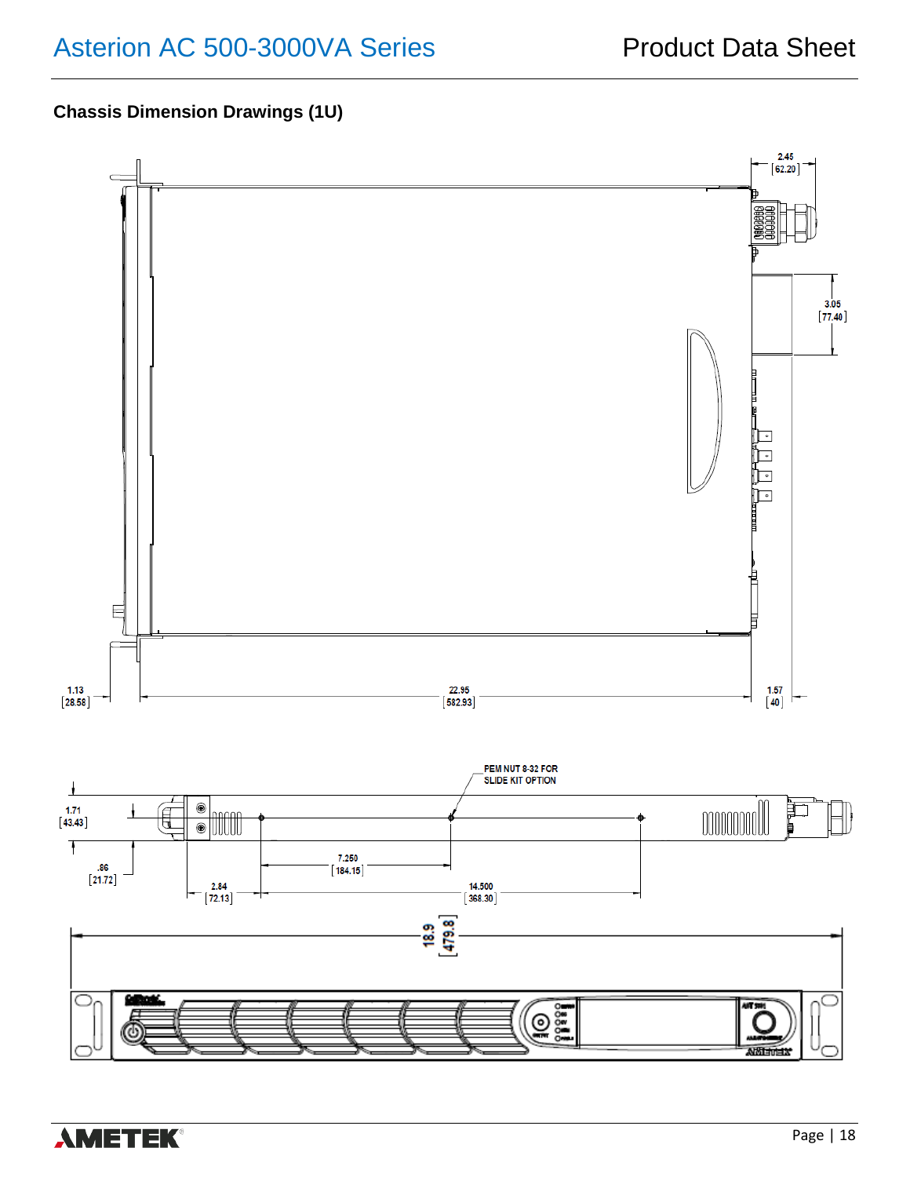## Chassis Dimension Drawings (1U)

2.45 [62.20]

3.05 [77.40]

1.13 [28.58]

22.95 [582.93]

1.57 [40]

PEM NUT 8-32 FOR SLIDE KIT OPTION

1.71 [43.43]

.86 [21.72]

7.250 [184.15]

2.84 [72.13]

14.500 [368.30]

18.9 [479.8]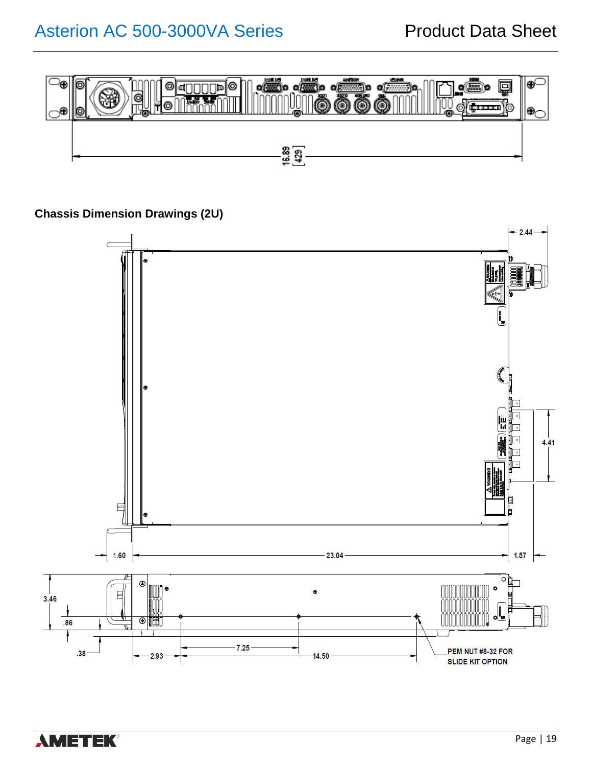16.89
[429]

## Chassis Dimension Drawings (2U)

2.44

4.41

1.60

23.04

1.57

3.46

.86

.38

2.93

7.25

14.50

PEM NUT #8-32 FOR SLIDE KIT OPTION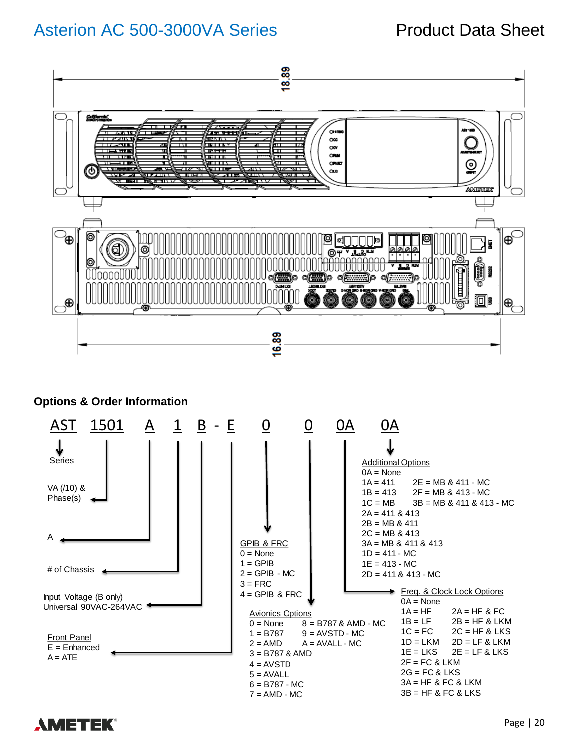## Options & Order Information

AST 1501 A 1 B - E 0 0 0A 0A

- **AST** → Series
- **1501** → VA (/10) & Phase(s)
- **A** → A
- **1** → # of Chassis
- **B** → Input Voltage (B only) Universal 90VAC-264VAC
- **E** → Front Panel
  - E = Enhanced
  - A = ATE
- **0** → GPIB & FRC
  - 0 = None
  - 1 = GPIB
  - 2 = GPIB - MC
  - 3 = FRC
  - 4 = GPIB & FRC
- **0** → Avionics Options
  - 0 = None
  - 1 = B787
  - 2 = AMD
  - 3 = B787 & AMD
  - 4 = AVSTD
  - 5 = AVALL
  - 6 = B787 - MC
  - 7 = AMD - MC
  - 8 = B787 & AMD - MC
  - 9 = AVSTD - MC
  - A = AVALL - MC
- **0A** → Freq. & Clock Lock Options
  - 0A = None
  - 1A = HF
  - 1B = LF
  - 1C = FC
  - 1D = LKM
  - 1E = LKS
  - 2A = HF & FC
  - 2B = HF & LKM
  - 2C = HF & LKS
  - 2D = LF & LKM
  - 2E = LF & LKS
  - 2F = FC & LKM
  - 2G = FC & LKS
  - 3A = HF & FC & LKM
  - 3B = HF & FC & LKS
- **0A** → Additional Options
  - 0A = None
  - 1A = 411
  - 1B = 413
  - 1C = MB
  - 2A = 411 & 413
  - 2B = MB & 411
  - 2C = MB & 413
  - 3A = MB & 411 & 413
  - 1D = 411 - MC
  - 1E = 413 - MC
  - 2D = 411 & 413 - MC
  - 2E = MB & 411 - MC
  - 2F = MB & 413 - MC
  - 3B = MB & 411 & 413 - MC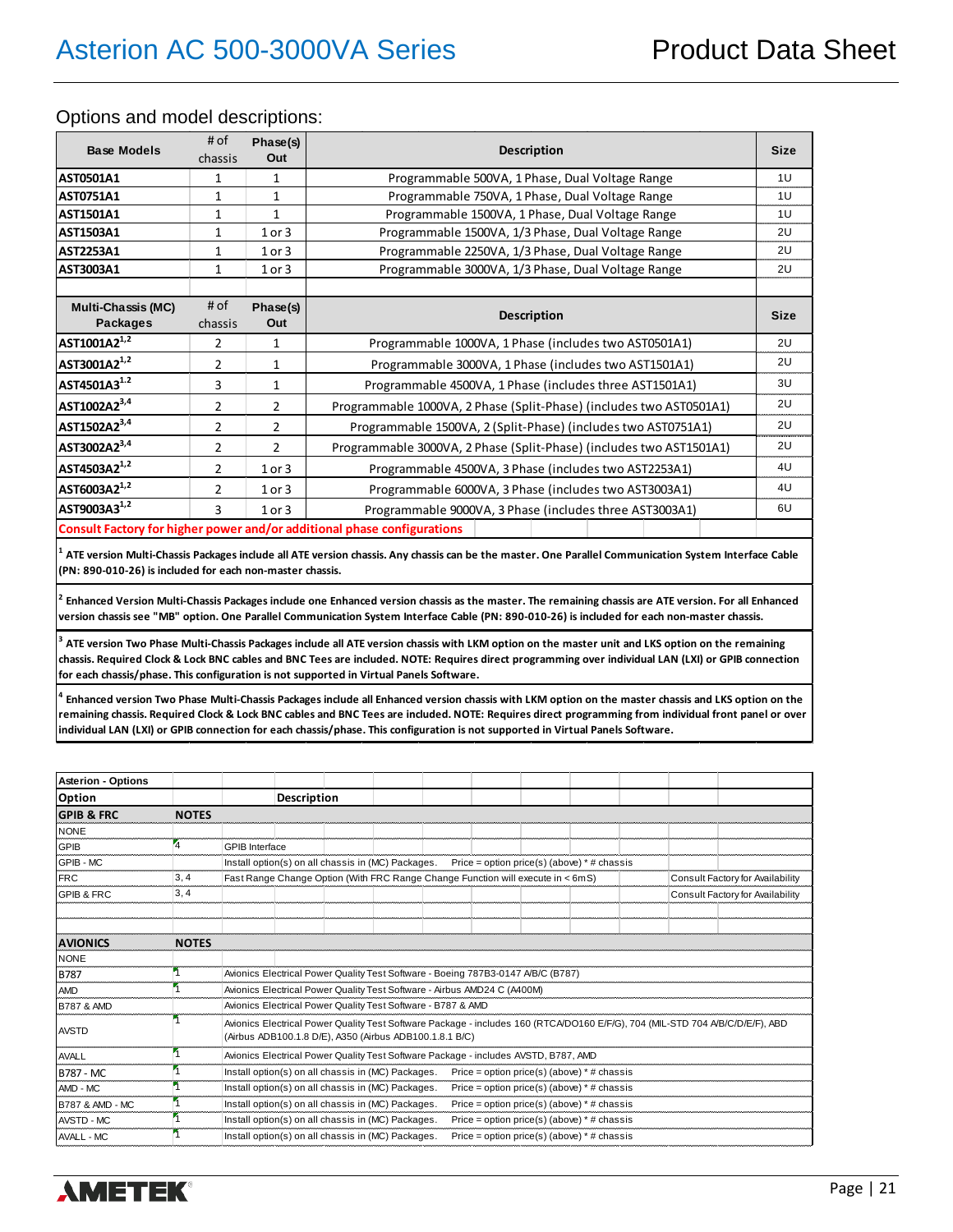## Options and model descriptions:

| Base Models | # of chassis | Phase(s) Out | Description | Size |
|---|---|---|---|---|
| AST0501A1 | 1 | 1 | Programmable 500VA, 1 Phase, Dual Voltage Range | 1U |
| AST0751A1 | 1 | 1 | Programmable 750VA, 1 Phase, Dual Voltage Range | 1U |
| AST1501A1 | 1 | 1 | Programmable 1500VA, 1 Phase, Dual Voltage Range | 1U |
| AST1503A1 | 1 | 1 or 3 | Programmable 1500VA, 1/3 Phase, Dual Voltage Range | 2U |
| AST2253A1 | 1 | 1 or 3 | Programmable 2250VA, 1/3 Phase, Dual Voltage Range | 2U |
| AST3003A1 | 1 | 1 or 3 | Programmable 3000VA, 1/3 Phase, Dual Voltage Range | 2U |

| Multi-Chassis (MC) Packages | # of chassis | Phase(s) Out | Description | Size |
|---|---|---|---|---|
| AST1001A2[1,2] | 2 | 1 | Programmable 1000VA, 1 Phase (includes two AST0501A1) | 2U |
| AST3001A2[1,2] | 2 | 1 | Programmable 3000VA, 1 Phase (includes two AST1501A1) | 2U |
| AST4501A3[1,2] | 3 | 1 | Programmable 4500VA, 1 Phase (includes three AST1501A1) | 3U |
| AST1002A2[3,4] | 2 | 2 | Programmable 1000VA, 2 Phase (Split-Phase) (includes two AST0501A1) | 2U |
| AST1502A2[3,4] | 2 | 2 | Programmable 1500VA, 2 (Split-Phase) (includes two AST0751A1) | 2U |
| AST3002A2[3,4] | 2 | 2 | Programmable 3000VA, 2 Phase (Split-Phase) (includes two AST1501A1) | 2U |
| AST4503A2[1,2] | 2 | 1 or 3 | Programmable 4500VA, 3 Phase (includes two AST2253A1) | 4U |
| AST6003A2[1,2] | 2 | 1 or 3 | Programmable 6000VA, 3 Phase (includes two AST3003A1) | 4U |
| AST9003A3[1,2] | 3 | 1 or 3 | Programmable 9000VA, 3 Phase (includes three AST3003A1) | 6U |

**Consult Factory for higher power and/or additional phase configurations**

[1] **ATE version Multi-Chassis Packages include all ATE version chassis. Any chassis can be the master. One Parallel Communication System Interface Cable (PN: 890-010-26) is included for each non-master chassis.**

[2] **Enhanced Version Multi-Chassis Packages include one Enhanced version chassis as the master. The remaining chassis are ATE version. For all Enhanced version chassis see "MB" option. One Parallel Communication System Interface Cable (PN: 890-010-26) is included for each non-master chassis.**

[3] **ATE version Two Phase Multi-Chassis Packages include all ATE version chassis with LKM option on the master unit and LKS option on the remaining chassis. Required Clock & Lock BNC cables and BNC Tees are included. NOTE: Requires direct programming over individual LAN (LXI) or GPIB connection for each chassis/phase. This configuration is not supported in Virtual Panels Software.**

[4] **Enhanced version Two Phase Multi-Chassis Packages include all Enhanced version chassis with LKM option on the master chassis and LKS option on the remaining chassis. Required Clock & Lock BNC cables and BNC Tees are included. NOTE: Requires direct programming from individual front panel or over individual LAN (LXI) or GPIB connection for each chassis/phase. This configuration is not supported in Virtual Panels Software.**

**Asterion - Options**

| Option | NOTES | Description | |
|---|---|---|---|
| **GPIB & FRC** | **NOTES** | | |
| NONE | | | |
| GPIB | 4 | GPIB Interface | |
| GPIB - MC | | Install option(s) on all chassis in (MC) Packages. Price = option price(s) (above) * # chassis | |
| FRC | 3, 4 | Fast Range Change Option (With FRC Range Change Function will execute in < 6mS) | Consult Factory for Availability |
| GPIB & FRC | 3, 4 | | Consult Factory for Availability |
| **AVIONICS** | **NOTES** | | |
| NONE | | | |
| B787 | 1 | Avionics Electrical Power Quality Test Software - Boeing 787B3-0147 A/B/C (B787) | |
| AMD | 1 | Avionics Electrical Power Quality Test Software - Airbus AMD24 C (A400M) | |
| B787 & AMD | | Avionics Electrical Power Quality Test Software - B787 & AMD | |
| AVSTD | 1 | Avionics Electrical Power Quality Test Software Package - includes 160 (RTCA/DO160 E/F/G), 704 (MIL-STD 704 A/B/C/D/E/F), ABD (Airbus ADB100.1.8 D/E), A350 (Airbus ADB100.1.8.1 B/C) | |
| AVALL | 1 | Avionics Electrical Power Quality Test Software Package - includes AVSTD, B787, AMD | |
| B787 - MC | 1 | Install option(s) on all chassis in (MC) Packages. Price = option price(s) (above) * # chassis | |
| AMD - MC | 1 | Install option(s) on all chassis in (MC) Packages. Price = option price(s) (above) * # chassis | |
| B787 & AMD - MC | 1 | Install option(s) on all chassis in (MC) Packages. Price = option price(s) (above) * # chassis | |
| AVSTD - MC | 1 | Install option(s) on all chassis in (MC) Packages. Price = option price(s) (above) * # chassis | |
| AVALL - MC | 1 | Install option(s) on all chassis in (MC) Packages. Price = option price(s) (above) * # chassis | |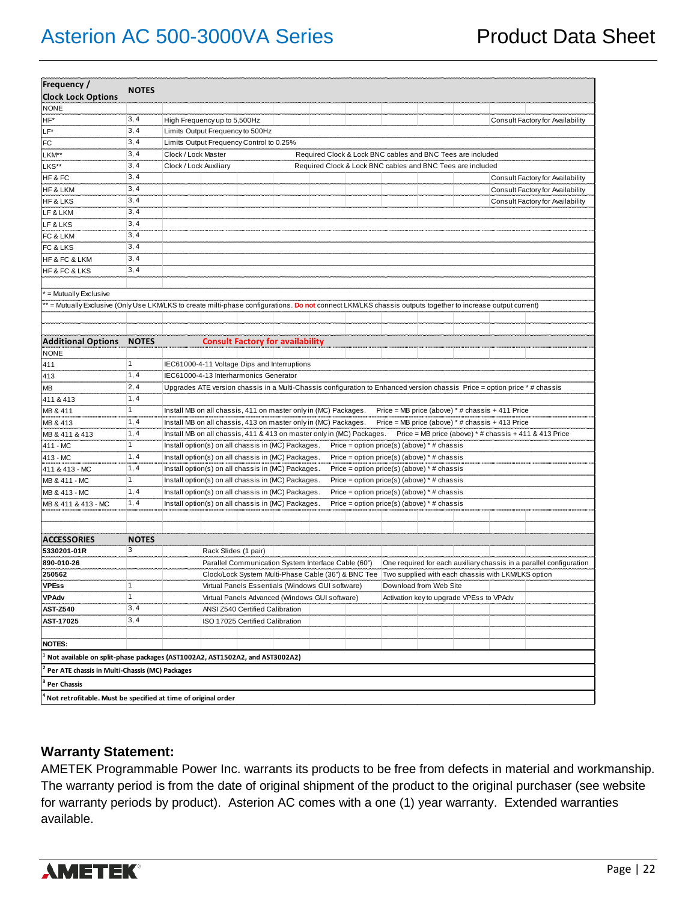| Frequency / Clock Lock Options | NOTES | | |
|---|---|---|---|
| NONE | | | |
| HF* | 3, 4 | High Frequency up to 5,500Hz | Consult Factory for Availability |
| LF* | 3, 4 | Limits Output Frequency to 500Hz | |
| FC | 3, 4 | Limits Output Frequency Control to 0.25% | |
| LKM** | 3, 4 | Clock / Lock Master | Required Clock & Lock BNC cables and BNC Tees are included |
| LKS** | 3, 4 | Clock / Lock Auxiliary | Required Clock & Lock BNC cables and BNC Tees are included |
| HF & FC | 3, 4 | | Consult Factory for Availability |
| HF & LKM | 3, 4 | | Consult Factory for Availability |
| HF & LKS | 3, 4 | | Consult Factory for Availability |
| LF & LKM | 3, 4 | | |
| LF & LKS | 3, 4 | | |
| FC & LKM | 3, 4 | | |
| FC & LKS | 3, 4 | | |
| HF & FC & LKM | 3, 4 | | |
| HF & FC & LKS | 3, 4 | | |

\* = Mutually Exclusive

** = Mutually Exclusive (Only Use LKM/LKS to create milti-phase configurations. **Do not** connect LKM/LKS chassis outputs together to increase output current)

**Additional Options** — **Consult Factory for availability**

| Additional Options | NOTES | | |
|---|---|---|---|
| NONE | | | |
| 411 | 1 | IEC61000-4-11 Voltage Dips and Interruptions | |
| 413 | 1, 4 | IEC61000-4-13 Interharmonics Generator | |
| MB | 2, 4 | Upgrades ATE version chassis in a Multi-Chassis configuration to Enhanced version chassis | Price = option price * # chassis |
| 411 & 413 | 1, 4 | | |
| MB & 411 | 1 | Install MB on all chassis, 411 on master only in (MC) Packages. | Price = MB price (above) * # chassis + 411 Price |
| MB & 413 | 1, 4 | Install MB on all chassis, 413 on master only in (MC) Packages. | Price = MB price (above) * # chassis + 413 Price |
| MB & 411 & 413 | 1, 4 | Install MB on all chassis, 411 & 413 on master only in (MC) Packages. | Price = MB price (above) * # chassis + 411 & 413 Price |
| 411 - MC | 1 | Install option(s) on all chassis in (MC) Packages. | Price = option price(s) (above) * # chassis |
| 413 - MC | 1, 4 | Install option(s) on all chassis in (MC) Packages. | Price = option price(s) (above) * # chassis |
| 411 & 413 - MC | 1, 4 | Install option(s) on all chassis in (MC) Packages. | Price = option price(s) (above) * # chassis |
| MB & 411 - MC | 1 | Install option(s) on all chassis in (MC) Packages. | Price = option price(s) (above) * # chassis |
| MB & 413 - MC | 1, 4 | Install option(s) on all chassis in (MC) Packages. | Price = option price(s) (above) * # chassis |
| MB & 411 & 413 - MC | 1, 4 | Install option(s) on all chassis in (MC) Packages. | Price = option price(s) (above) * # chassis |

| ACCESSORIES | NOTES | | |
|---|---|---|---|
| **5330201-01R** | 3 | Rack Slides (1 pair) | |
| **890-010-26** | | Parallel Communication System Interface Cable (60") | One required for each auxiliary chassis in a parallel configuration |
| **250562** | | Clock/Lock System Multi-Phase Cable (36") & BNC Tee | Two supplied with each chassis with LKM/LKS option |
| **VPEss** | 1 | Virtual Panels Essentials (Windows GUI software) | Download from Web Site |
| **VPAdv** | 1 | Virtual Panels Advanced (Windows GUI software) | Activation key to upgrade VPEss to VPAdv |
| **AST-Z540** | 3, 4 | ANSI Z540 Certified Calibration | |
| **AST-17025** | 3, 4 | ISO 17025 Certified Calibration | |

**NOTES:**

[1] **Not available on split-phase packages (AST1002A2, AST1502A2, and AST3002A2)**

[2] **Per ATE chassis in Multi-Chassis (MC) Packages**

[3] **Per Chassis**

[4] **Not retrofitable. Must be specified at time of original order**

## Warranty Statement:

AMETEK Programmable Power Inc. warrants its products to be free from defects in material and workmanship. The warranty period is from the date of original shipment of the product to the original purchaser (see website for warranty periods by product). Asterion AC comes with a one (1) year warranty. Extended warranties available.